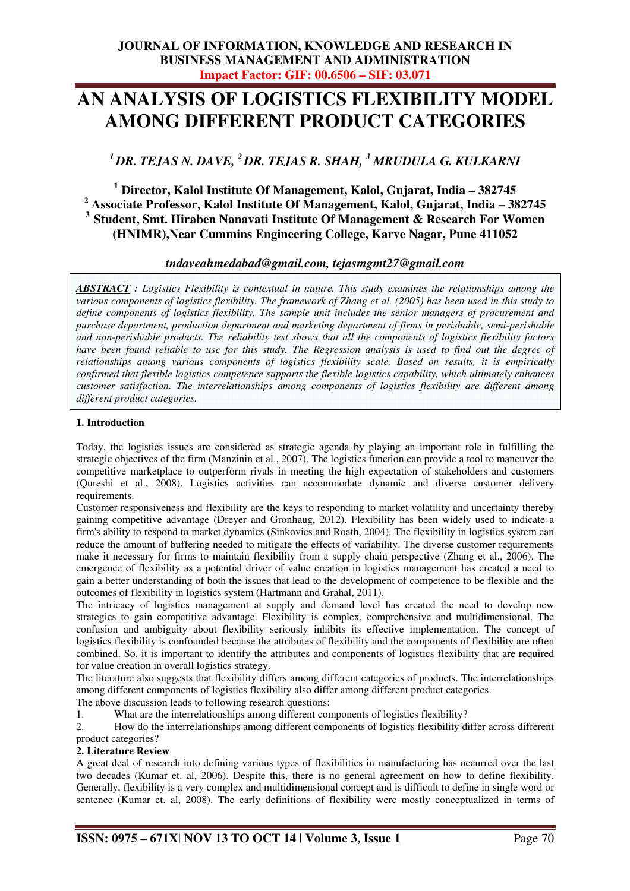# AN ANALYSIS OF LOGISTICS FLEXIBILITY MODEL AMONG DIFFERENT PRODUCT CATEGORIES

***[1] DR. TEJAS N. DAVE, [2] DR. TEJAS R. SHAH, [3] MRUDULA G. KULKARNI***

**[1] Director, Kalol Institute Of Management, Kalol, Gujarat, India – 382745**
**[2] Associate Professor, Kalol Institute Of Management, Kalol, Gujarat, India – 382745**
**[3] Student, Smt. Hiraben Nanavati Institute Of Management & Research For Women (HNIMR),Near Cummins Engineering College, Karve Nagar, Pune 411052**

***tndaveahmedabad@gmail.com, tejasmgmt27@gmail.com***

***ABSTRACT** : Logistics Flexibility is contextual in nature. This study examines the relationships among the various components of logistics flexibility. The framework of Zhang et al. (2005) has been used in this study to define components of logistics flexibility. The sample unit includes the senior managers of procurement and purchase department, production department and marketing department of firms in perishable, semi-perishable and non-perishable products. The reliability test shows that all the components of logistics flexibility factors have been found reliable to use for this study. The Regression analysis is used to find out the degree of relationships among various components of logistics flexibility scale. Based on results, it is empirically confirmed that flexible logistics competence supports the flexible logistics capability, which ultimately enhances customer satisfaction. The interrelationships among components of logistics flexibility are different among different product categories.*

**1. Introduction**

Today, the logistics issues are considered as strategic agenda by playing an important role in fulfilling the strategic objectives of the firm (Manzinin et al., 2007). The logistics function can provide a tool to maneuver the competitive marketplace to outperform rivals in meeting the high expectation of stakeholders and customers (Qureshi et al., 2008). Logistics activities can accommodate dynamic and diverse customer delivery requirements.

Customer responsiveness and flexibility are the keys to responding to market volatility and uncertainty thereby gaining competitive advantage (Dreyer and Gronhaug, 2012). Flexibility has been widely used to indicate a firm's ability to respond to market dynamics (Sinkovics and Roath, 2004). The flexibility in logistics system can reduce the amount of buffering needed to mitigate the effects of variability. The diverse customer requirements make it necessary for firms to maintain flexibility from a supply chain perspective (Zhang et al., 2006). The emergence of flexibility as a potential driver of value creation in logistics management has created a need to gain a better understanding of both the issues that lead to the development of competence to be flexible and the outcomes of flexibility in logistics system (Hartmann and Grahal, 2011).

The intricacy of logistics management at supply and demand level has created the need to develop new strategies to gain competitive advantage. Flexibility is complex, comprehensive and multidimensional. The confusion and ambiguity about flexibility seriously inhibits its effective implementation. The concept of logistics flexibility is confounded because the attributes of flexibility and the components of flexibility are often combined. So, it is important to identify the attributes and components of logistics flexibility that are required for value creation in overall logistics strategy.

The literature also suggests that flexibility differs among different categories of products. The interrelationships among different components of logistics flexibility also differ among different product categories.

The above discussion leads to following research questions:

1. What are the interrelationships among different components of logistics flexibility?
2. How do the interrelationships among different components of logistics flexibility differ across different product categories?

**2. Literature Review**

A great deal of research into defining various types of flexibilities in manufacturing has occurred over the last two decades (Kumar et. al, 2006). Despite this, there is no general agreement on how to define flexibility. Generally, flexibility is a very complex and multidimensional concept and is difficult to define in single word or sentence (Kumar et. al, 2008). The early definitions of flexibility were mostly conceptualized in terms of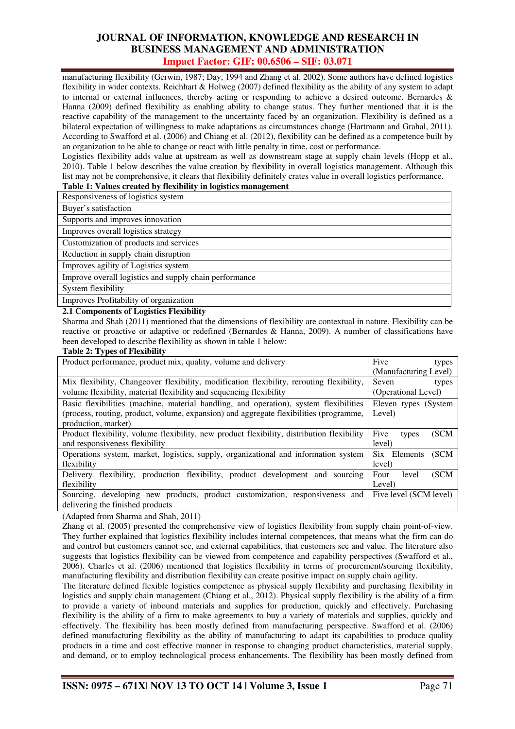manufacturing flexibility (Gerwin, 1987; Day, 1994 and Zhang et al. 2002). Some authors have defined logistics flexibility in wider contexts. Reichhart & Holweg (2007) defined flexibility as the ability of any system to adapt to internal or external influences, thereby acting or responding to achieve a desired outcome. Bernardes & Hanna (2009) defined flexibility as enabling ability to change status. They further mentioned that it is the reactive capability of the management to the uncertainty faced by an organization. Flexibility is defined as a bilateral expectation of willingness to make adaptations as circumstances change (Hartmann and Grahal, 2011). According to Swafford et al. (2006) and Chiang et al. (2012), flexibility can be defined as a competence built by an organization to be able to change or react with little penalty in time, cost or performance.

Logistics flexibility adds value at upstream as well as downstream stage at supply chain levels (Hopp et al., 2010). Table 1 below describes the value creation by flexibility in overall logistics management. Although this list may not be comprehensive, it clears that flexibility definitely crates value in overall logistics performance.

**Table 1: Values created by flexibility in logistics management**

| |
|---|
| Responsiveness of logistics system |
| Buyer's satisfaction |
| Supports and improves innovation |
| Improves overall logistics strategy |
| Customization of products and services |
| Reduction in supply chain disruption |
| Improves agility of Logistics system |
| Improve overall logistics and supply chain performance |
| System flexibility |
| Improves Profitability of organization |

### 2.1 Components of Logistics Flexibility

Sharma and Shah (2011) mentioned that the dimensions of flexibility are contextual in nature. Flexibility can be reactive or proactive or adaptive or redefined (Bernardes & Hanna, 2009). A number of classifications have been developed to describe flexibility as shown in table 1 below:

**Table 2: Types of Flexibility**

| | |
|---|---|
| Product performance, product mix, quality, volume and delivery | Five types (Manufacturing Level) |
| Mix flexibility, Changeover flexibility, modification flexibility, rerouting flexibility, volume flexibility, material flexibility and sequencing flexibility | Seven types (Operational Level) |
| Basic flexibilities (machine, material handling, and operation), system flexibilities (process, routing, product, volume, expansion) and aggregate flexibilities (programme, production, market) | Eleven types (System Level) |
| Product flexibility, volume flexibility, new product flexibility, distribution flexibility and responsiveness flexibility | Five types (SCM level) |
| Operations system, market, logistics, supply, organizational and information system flexibility | Six Elements (SCM level) |
| Delivery flexibility, production flexibility, product development and sourcing flexibility | Four level (SCM Level) |
| Sourcing, developing new products, product customization, responsiveness and delivering the finished products | Five level (SCM level) |

(Adapted from Sharma and Shah, 2011)

Zhang et al. (2005) presented the comprehensive view of logistics flexibility from supply chain point-of-view. They further explained that logistics flexibility includes internal competences, that means what the firm can do and control but customers cannot see, and external capabilities, that customers see and value. The literature also suggests that logistics flexibility can be viewed from competence and capability perspectives (Swafford et al., 2006). Charles et al. (2006) mentioned that logistics flexibility in terms of procurement/sourcing flexibility, manufacturing flexibility and distribution flexibility can create positive impact on supply chain agility.

The literature defined flexible logistics competence as physical supply flexibility and purchasing flexibility in logistics and supply chain management (Chiang et al., 2012). Physical supply flexibility is the ability of a firm to provide a variety of inbound materials and supplies for production, quickly and effectively. Purchasing flexibility is the ability of a firm to make agreements to buy a variety of materials and supplies, quickly and effectively. The flexibility has been mostly defined from manufacturing perspective. Swafford et al. (2006) defined manufacturing flexibility as the ability of manufacturing to adapt its capabilities to produce quality products in a time and cost effective manner in response to changing product characteristics, material supply, and demand, or to employ technological process enhancements. The flexibility has been mostly defined from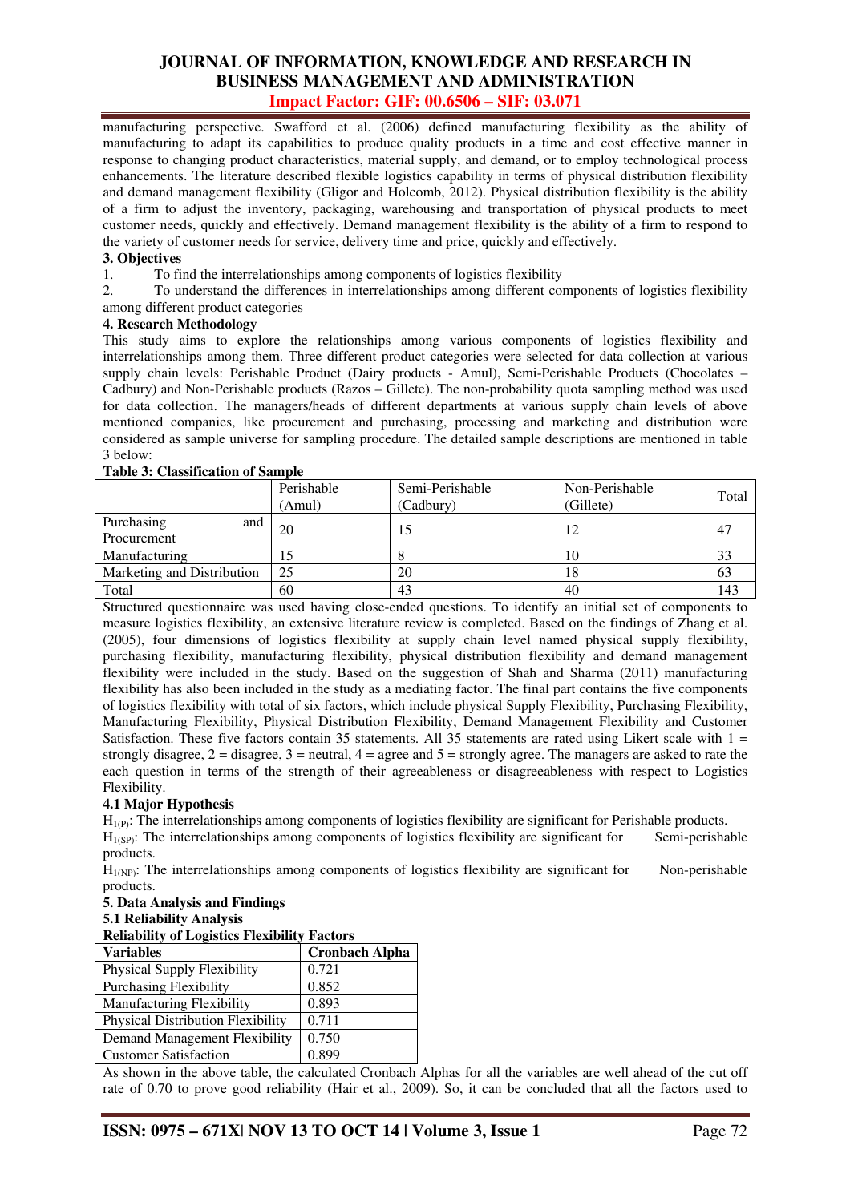manufacturing perspective. Swafford et al. (2006) defined manufacturing flexibility as the ability of manufacturing to adapt its capabilities to produce quality products in a time and cost effective manner in response to changing product characteristics, material supply, and demand, or to employ technological process enhancements. The literature described flexible logistics capability in terms of physical distribution flexibility and demand management flexibility (Gligor and Holcomb, 2012). Physical distribution flexibility is the ability of a firm to adjust the inventory, packaging, warehousing and transportation of physical products to meet customer needs, quickly and effectively. Demand management flexibility is the ability of a firm to respond to the variety of customer needs for service, delivery time and price, quickly and effectively.

### 3. Objectives

1. To find the interrelationships among components of logistics flexibility
2. To understand the differences in interrelationships among different components of logistics flexibility among different product categories

### 4. Research Methodology

This study aims to explore the relationships among various components of logistics flexibility and interrelationships among them. Three different product categories were selected for data collection at various supply chain levels: Perishable Product (Dairy products - Amul), Semi-Perishable Products (Chocolates – Cadbury) and Non-Perishable products (Razos – Gillete). The non-probability quota sampling method was used for data collection. The managers/heads of different departments at various supply chain levels of above mentioned companies, like procurement and purchasing, processing and marketing and distribution were considered as sample universe for sampling procedure. The detailed sample descriptions are mentioned in table 3 below:

**Table 3: Classification of Sample**

| | Perishable (Amul) | Semi-Perishable (Cadbury) | Non-Perishable (Gillete) | Total |
|---|---|---|---|---|
| Purchasing and Procurement | 20 | 15 | 12 | 47 |
| Manufacturing | 15 | 8 | 10 | 33 |
| Marketing and Distribution | 25 | 20 | 18 | 63 |
| Total | 60 | 43 | 40 | 143 |

Structured questionnaire was used having close-ended questions. To identify an initial set of components to measure logistics flexibility, an extensive literature review is completed. Based on the findings of Zhang et al. (2005), four dimensions of logistics flexibility at supply chain level named physical supply flexibility, purchasing flexibility, manufacturing flexibility, physical distribution flexibility and demand management flexibility were included in the study. Based on the suggestion of Shah and Sharma (2011) manufacturing flexibility has also been included in the study as a mediating factor. The final part contains the five components of logistics flexibility with total of six factors, which include physical Supply Flexibility, Purchasing Flexibility, Manufacturing Flexibility, Physical Distribution Flexibility, Demand Management Flexibility and Customer Satisfaction. These five factors contain 35 statements. All 35 statements are rated using Likert scale with 1 = strongly disagree, 2 = disagree, 3 = neutral, 4 = agree and 5 = strongly agree. The managers are asked to rate the each question in terms of the strength of their agreeableness or disagreeableness with respect to Logistics Flexibility.

### 4.1 Major Hypothesis

$H_{1(P)}$: The interrelationships among components of logistics flexibility are significant for Perishable products.

$H_{1(SP)}$: The interrelationships among components of logistics flexibility are significant for Semi-perishable products.

$H_{1(NP)}$: The interrelationships among components of logistics flexibility are significant for Non-perishable products.

### 5. Data Analysis and Findings

### 5.1 Reliability Analysis

**Reliability of Logistics Flexibility Factors**

| Variables | Cronbach Alpha |
|---|---|
| Physical Supply Flexibility | 0.721 |
| Purchasing Flexibility | 0.852 |
| Manufacturing Flexibility | 0.893 |
| Physical Distribution Flexibility | 0.711 |
| Demand Management Flexibility | 0.750 |
| Customer Satisfaction | 0.899 |

As shown in the above table, the calculated Cronbach Alphas for all the variables are well ahead of the cut off rate of 0.70 to prove good reliability (Hair et al., 2009). So, it can be concluded that all the factors used to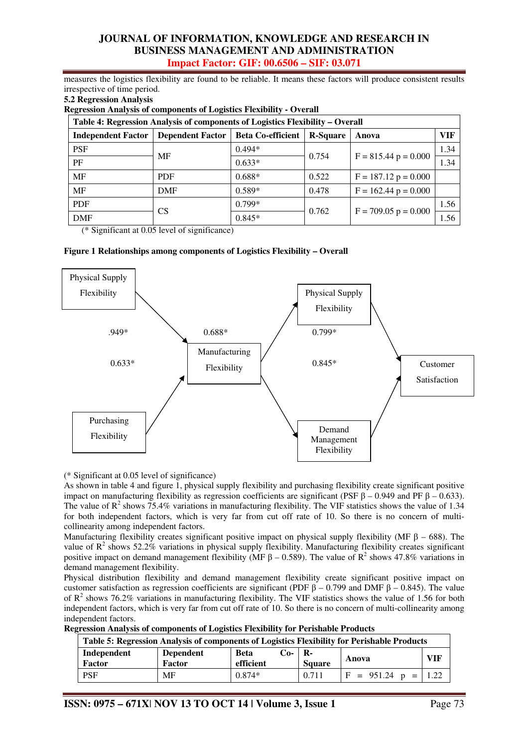measures the logistics flexibility are found to be reliable. It means these factors will produce consistent results irrespective of time period.

**5.2 Regression Analysis**

**Regression Analysis of components of Logistics Flexibility - Overall**

**Table 4: Regression Analysis of components of Logistics Flexibility – Overall**

| Independent Factor | Dependent Factor | Beta Co-efficient | R-Square | Anova | VIF |
|---|---|---|---|---|---|
| PSF | MF | 0.494* | 0.754 | F = 815.44 p = 0.000 | 1.34 |
| PF | | 0.633* | | | 1.34 |
| MF | PDF | 0.688* | 0.522 | F = 187.12 p = 0.000 | |
| MF | DMF | 0.589* | 0.478 | F = 162.44 p = 0.000 | |
| PDF | CS | 0.799* | 0.762 | F = 709.05 p = 0.000 | 1.56 |
| DMF | | 0.845* | | | 1.56 |

(* Significant at 0.05 level of significance)

**Figure 1 Relationships among components of Logistics Flexibility – Overall**

Physical Supply Flexibility → (.949*) Manufacturing Flexibility; Purchasing Flexibility → (0.633*) Manufacturing Flexibility; Manufacturing Flexibility → (0.688*) Physical Supply Flexibility; Manufacturing Flexibility → Demand Management Flexibility; Physical Supply Flexibility → (0.799*) Customer Satisfaction; Demand Management Flexibility → (0.845*) Customer Satisfaction

(* Significant at 0.05 level of significance)

As shown in table 4 and figure 1, physical supply flexibility and purchasing flexibility create significant positive impact on manufacturing flexibility as regression coefficients are significant (PSF β – 0.949 and PF β – 0.633). The value of $R^2$ shows 75.4% variations in manufacturing flexibility. The VIF statistics shows the value of 1.34 for both independent factors, which is very far from cut off rate of 10. So there is no concern of multi-collinearity among independent factors.

Manufacturing flexibility creates significant positive impact on physical supply flexibility (MF β – 688). The value of $R^2$ shows 52.2% variations in physical supply flexibility. Manufacturing flexibility creates significant positive impact on demand management flexibility (MF β – 0.589). The value of $R^2$ shows 47.8% variations in demand management flexibility.

Physical distribution flexibility and demand management flexibility create significant positive impact on customer satisfaction as regression coefficients are significant (PDF β – 0.799 and DMF β – 0.845). The value of $R^2$ shows 76.2% variations in manufacturing flexibility. The VIF statistics shows the value of 1.56 for both independent factors, which is very far from cut off rate of 10. So there is no concern of multi-collinearity among independent factors.

**Regression Analysis of components of Logistics Flexibility for Perishable Products**

**Table 5: Regression Analysis of components of Logistics Flexibility for Perishable Products**

| Independent Factor | Dependent Factor | Beta Co-efficient | R-Square | Anova | VIF |
|---|---|---|---|---|---|
| PSF | MF | 0.874* | 0.711 | F = 951.24 p = | 1.22 |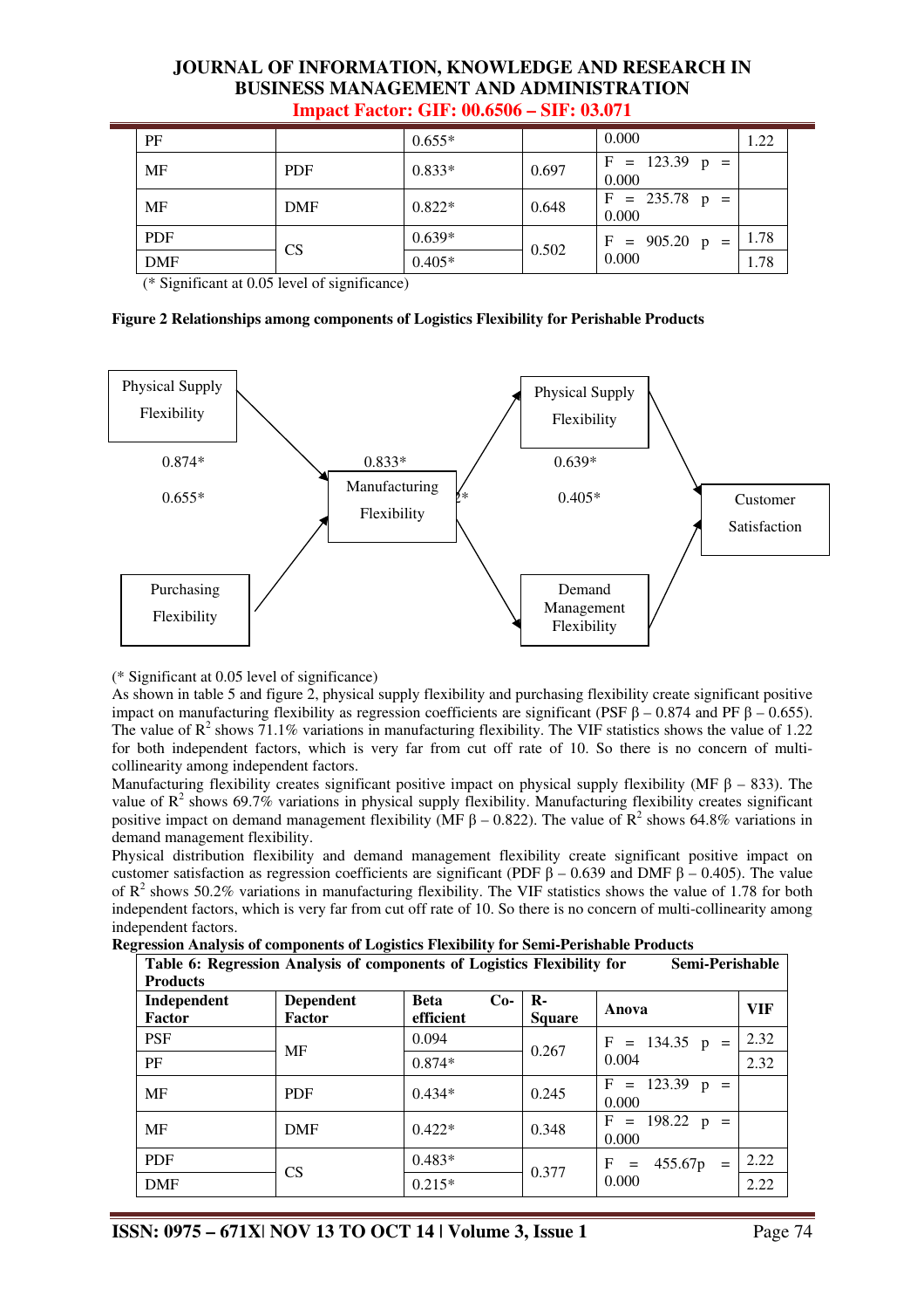| PF | | 0.655* | | 0.000 | 1.22 |
|---|---|---|---|---|---|
| MF | PDF | 0.833* | 0.697 | F = 123.39 p = 0.000 | |
| MF | DMF | 0.822* | 0.648 | F = 235.78 p = 0.000 | |
| PDF | CS | 0.639* | 0.502 | F = 905.20 p = 0.000 | 1.78 |
| DMF | | 0.405* | | | 1.78 |

(* Significant at 0.05 level of significance)

**Figure 2 Relationships among components of Logistics Flexibility for Perishable Products**

Physical Supply Flexibility → Manufacturing Flexibility (0.874*)
Purchasing Flexibility → Manufacturing Flexibility (0.655*)
Manufacturing Flexibility → Physical Supply Flexibility (0.833*)
Manufacturing Flexibility → Demand Management Flexibility (0.822*)
Physical Supply Flexibility → Customer Satisfaction (0.639*)
Demand Management Flexibility → Customer Satisfaction (0.405*)

(* Significant at 0.05 level of significance)

As shown in table 5 and figure 2, physical supply flexibility and purchasing flexibility create significant positive impact on manufacturing flexibility as regression coefficients are significant (PSF β – 0.874 and PF β – 0.655). The value of $R^2$ shows 71.1% variations in manufacturing flexibility. The VIF statistics shows the value of 1.22 for both independent factors, which is very far from cut off rate of 10. So there is no concern of multi-collinearity among independent factors.

Manufacturing flexibility creates significant positive impact on physical supply flexibility (MF β – 833). The value of $R^2$ shows 69.7% variations in physical supply flexibility. Manufacturing flexibility creates significant positive impact on demand management flexibility (MF β – 0.822). The value of $R^2$ shows 64.8% variations in demand management flexibility.

Physical distribution flexibility and demand management flexibility create significant positive impact on customer satisfaction as regression coefficients are significant (PDF β – 0.639 and DMF β – 0.405). The value of $R^2$ shows 50.2% variations in manufacturing flexibility. The VIF statistics shows the value of 1.78 for both independent factors, which is very far from cut off rate of 10. So there is no concern of multi-collinearity among independent factors.

**Regression Analysis of components of Logistics Flexibility for Semi-Perishable Products**

**Table 6: Regression Analysis of components of Logistics Flexibility for Semi-Perishable Products**

| Independent Factor | Dependent Factor | Beta Co-efficient | R-Square | Anova | VIF |
|---|---|---|---|---|---|
| PSF | MF | 0.094 | 0.267 | F = 134.35 p = 0.004 | 2.32 |
| PF | | 0.874* | | | 2.32 |
| MF | PDF | 0.434* | 0.245 | F = 123.39 p = 0.000 | |
| MF | DMF | 0.422* | 0.348 | F = 198.22 p = 0.000 | |
| PDF | CS | 0.483* | 0.377 | F = 455.67p = 0.000 | 2.22 |
| DMF | | 0.215* | | | 2.22 |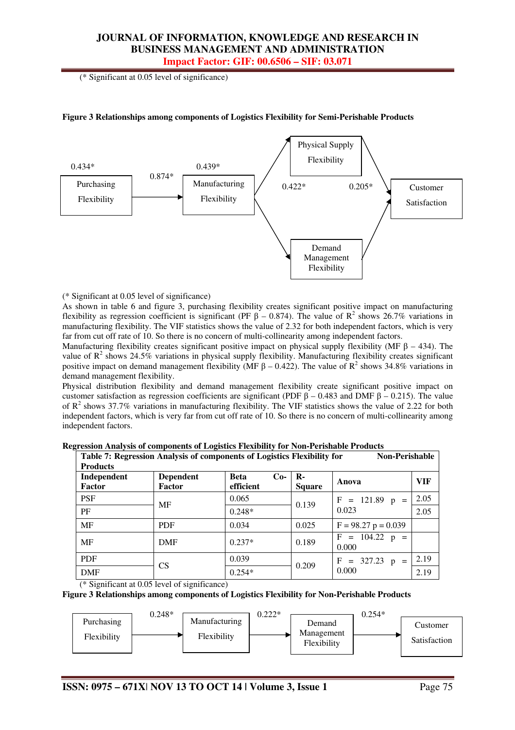(* Significant at 0.05 level of significance)

**Figure 3 Relationships among components of Logistics Flexibility for Semi-Perishable Products**

Purchasing Flexibility → (0.874*) → Manufacturing Flexibility → Physical Supply Flexibility / Demand Management Flexibility → Customer Satisfaction

0.434* &nbsp; 0.439* &nbsp; 0.422* &nbsp; 0.205*

(* Significant at 0.05 level of significance)

As shown in table 6 and figure 3, purchasing flexibility creates significant positive impact on manufacturing flexibility as regression coefficient is significant (PF β – 0.874). The value of $R^2$ shows 26.7% variations in manufacturing flexibility. The VIF statistics shows the value of 2.32 for both independent factors, which is very far from cut off rate of 10. So there is no concern of multi-collinearity among independent factors.

Manufacturing flexibility creates significant positive impact on physical supply flexibility (MF β – 434). The value of $R^2$ shows 24.5% variations in physical supply flexibility. Manufacturing flexibility creates significant positive impact on demand management flexibility (MF β – 0.422). The value of $R^2$ shows 34.8% variations in demand management flexibility.

Physical distribution flexibility and demand management flexibility create significant positive impact on customer satisfaction as regression coefficients are significant (PDF β – 0.483 and DMF β – 0.215). The value of $R^2$ shows 37.7% variations in manufacturing flexibility. The VIF statistics shows the value of 2.22 for both independent factors, which is very far from cut off rate of 10. So there is no concern of multi-collinearity among independent factors.

**Regression Analysis of components of Logistics Flexibility for Non-Perishable Products**

**Table 7: Regression Analysis of components of Logistics Flexibility for Non-Perishable Products**

| Independent Factor | Dependent Factor | Beta Co-efficient | R-Square | Anova | VIF |
|---|---|---|---|---|---|
| PSF | MF | 0.065 | 0.139 | F = 121.89 p = 0.023 | 2.05 |
| PF | | 0.248* | | | 2.05 |
| MF | PDF | 0.034 | 0.025 | F = 98.27 p = 0.039 | |
| MF | DMF | 0.237* | 0.189 | F = 104.22 p = 0.000 | |
| PDF | CS | 0.039 | 0.209 | F = 327.23 p = 0.000 | 2.19 |
| DMF | | 0.254* | | | 2.19 |

(* Significant at 0.05 level of significance)

**Figure 3 Relationships among components of Logistics Flexibility for Non-Perishable Products**

Purchasing Flexibility → (0.248*) → Manufacturing Flexibility → (0.222*) → Demand Management Flexibility → (0.254*) → Customer Satisfaction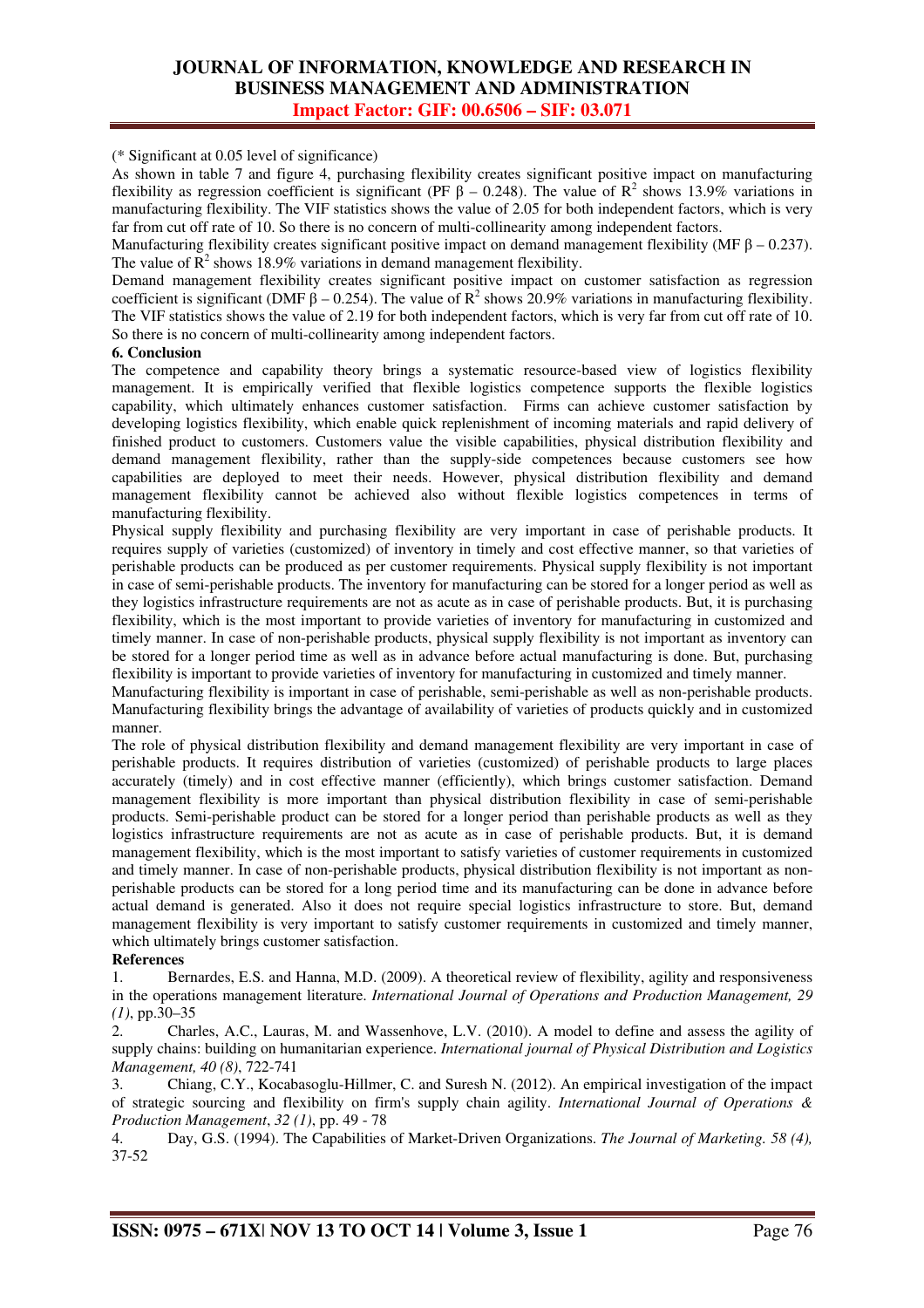(* Significant at 0.05 level of significance)

As shown in table 7 and figure 4, purchasing flexibility creates significant positive impact on manufacturing flexibility as regression coefficient is significant (PF $\beta$ – 0.248). The value of $R^2$ shows 13.9% variations in manufacturing flexibility. The VIF statistics shows the value of 2.05 for both independent factors, which is very far from cut off rate of 10. So there is no concern of multi-collinearity among independent factors.

Manufacturing flexibility creates significant positive impact on demand management flexibility (MF $\beta$ – 0.237). The value of $R^2$ shows 18.9% variations in demand management flexibility.

Demand management flexibility creates significant positive impact on customer satisfaction as regression coefficient is significant (DMF $\beta$ – 0.254). The value of $R^2$ shows 20.9% variations in manufacturing flexibility. The VIF statistics shows the value of 2.19 for both independent factors, which is very far from cut off rate of 10. So there is no concern of multi-collinearity among independent factors.

**6. Conclusion**

The competence and capability theory brings a systematic resource-based view of logistics flexibility management. It is empirically verified that flexible logistics competence supports the flexible logistics capability, which ultimately enhances customer satisfaction. Firms can achieve customer satisfaction by developing logistics flexibility, which enable quick replenishment of incoming materials and rapid delivery of finished product to customers. Customers value the visible capabilities, physical distribution flexibility and demand management flexibility, rather than the supply-side competences because customers see how capabilities are deployed to meet their needs. However, physical distribution flexibility and demand management flexibility cannot be achieved also without flexible logistics competences in terms of manufacturing flexibility.

Physical supply flexibility and purchasing flexibility are very important in case of perishable products. It requires supply of varieties (customized) of inventory in timely and cost effective manner, so that varieties of perishable products can be produced as per customer requirements. Physical supply flexibility is not important in case of semi-perishable products. The inventory for manufacturing can be stored for a longer period as well as they logistics infrastructure requirements are not as acute as in case of perishable products. But, it is purchasing flexibility, which is the most important to provide varieties of inventory for manufacturing in customized and timely manner. In case of non-perishable products, physical supply flexibility is not important as inventory can be stored for a longer period time as well as in advance before actual manufacturing is done. But, purchasing flexibility is important to provide varieties of inventory for manufacturing in customized and timely manner.

Manufacturing flexibility is important in case of perishable, semi-perishable as well as non-perishable products. Manufacturing flexibility brings the advantage of availability of varieties of products quickly and in customized manner.

The role of physical distribution flexibility and demand management flexibility are very important in case of perishable products. It requires distribution of varieties (customized) of perishable products to large places accurately (timely) and in cost effective manner (efficiently), which brings customer satisfaction. Demand management flexibility is more important than physical distribution flexibility in case of semi-perishable products. Semi-perishable product can be stored for a longer period than perishable products as well as they logistics infrastructure requirements are not as acute as in case of perishable products. But, it is demand management flexibility, which is the most important to satisfy varieties of customer requirements in customized and timely manner. In case of non-perishable products, physical distribution flexibility is not important as non-perishable products can be stored for a long period time and its manufacturing can be done in advance before actual demand is generated. Also it does not require special logistics infrastructure to store. But, demand management flexibility is very important to satisfy customer requirements in customized and timely manner, which ultimately brings customer satisfaction.

**References**

1. Bernardes, E.S. and Hanna, M.D. (2009). A theoretical review of flexibility, agility and responsiveness in the operations management literature. *International Journal of Operations and Production Management, 29 (1)*, pp.30–35
2. Charles, A.C., Lauras, M. and Wassenhove, L.V. (2010). A model to define and assess the agility of supply chains: building on humanitarian experience. *International journal of Physical Distribution and Logistics Management, 40 (8)*, 722-741
3. Chiang, C.Y., Kocabasoglu-Hillmer, C. and Suresh N. (2012). An empirical investigation of the impact of strategic sourcing and flexibility on firm's supply chain agility. *International Journal of Operations & Production Management*, *32 (1)*, pp. 49 - 78
4. Day, G.S. (1994). The Capabilities of Market-Driven Organizations. *The Journal of Marketing. 58 (4),* 37-52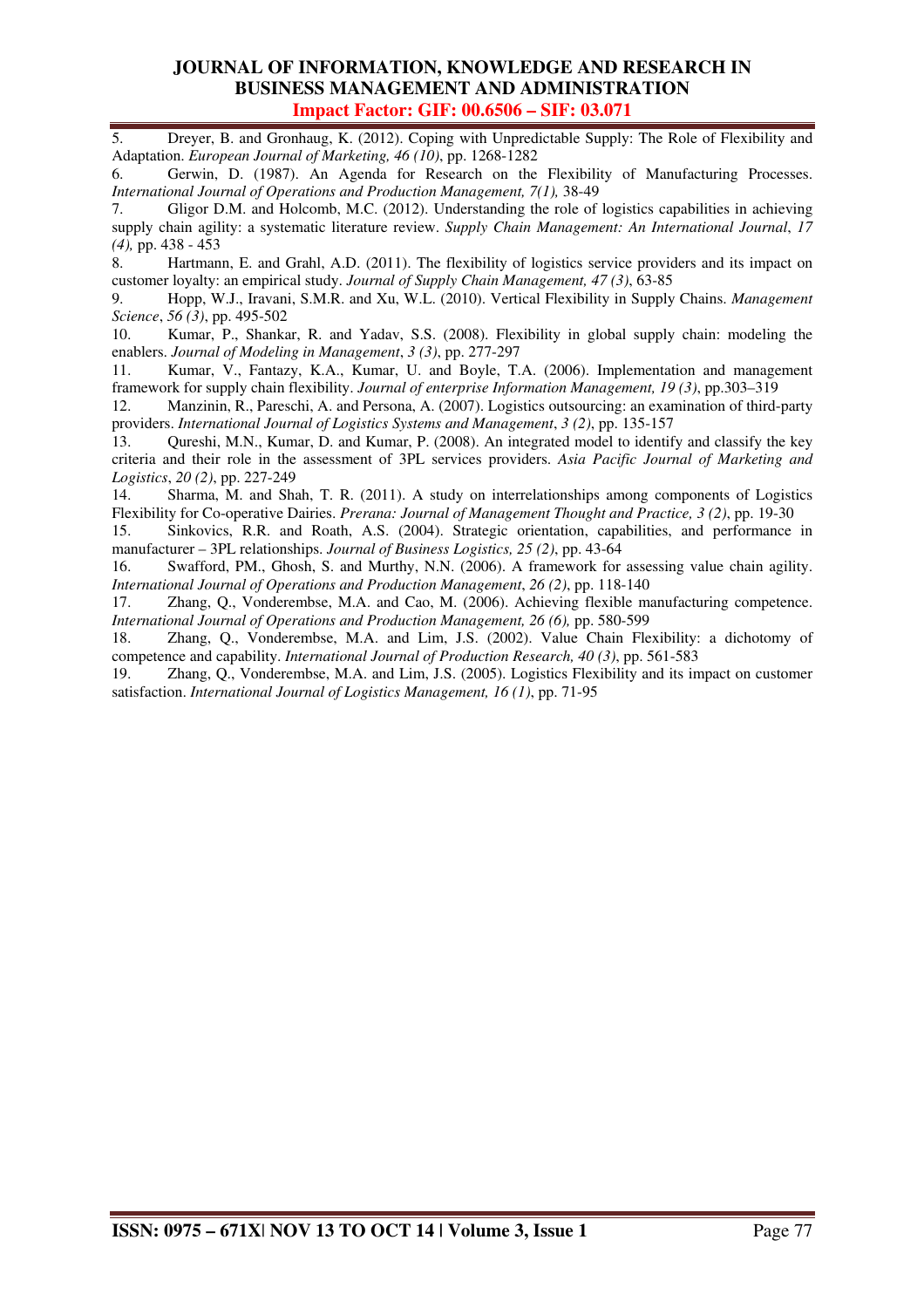5. Dreyer, B. and Gronhaug, K. (2012). Coping with Unpredictable Supply: The Role of Flexibility and Adaptation. *European Journal of Marketing, 46 (10)*, pp. 1268-1282
6. Gerwin, D. (1987). An Agenda for Research on the Flexibility of Manufacturing Processes. *International Journal of Operations and Production Management, 7(1),* 38-49
7. Gligor D.M. and Holcomb, M.C. (2012). Understanding the role of logistics capabilities in achieving supply chain agility: a systematic literature review. *Supply Chain Management: An International Journal*, *17 (4),* pp. 438 - 453
8. Hartmann, E. and Grahl, A.D. (2011). The flexibility of logistics service providers and its impact on customer loyalty: an empirical study. *Journal of Supply Chain Management, 47 (3)*, 63-85
9. Hopp, W.J., Iravani, S.M.R. and Xu, W.L. (2010). Vertical Flexibility in Supply Chains. *Management Science*, *56 (3)*, pp. 495-502
10. Kumar, P., Shankar, R. and Yadav, S.S. (2008). Flexibility in global supply chain: modeling the enablers. *Journal of Modeling in Management*, *3 (3)*, pp. 277-297
11. Kumar, V., Fantazy, K.A., Kumar, U. and Boyle, T.A. (2006). Implementation and management framework for supply chain flexibility. *Journal of enterprise Information Management, 19 (3)*, pp.303–319
12. Manzinin, R., Pareschi, A. and Persona, A. (2007). Logistics outsourcing: an examination of third-party providers. *International Journal of Logistics Systems and Management*, *3 (2)*, pp. 135-157
13. Qureshi, M.N., Kumar, D. and Kumar, P. (2008). An integrated model to identify and classify the key criteria and their role in the assessment of 3PL services providers. *Asia Pacific Journal of Marketing and Logistics*, *20 (2)*, pp. 227-249
14. Sharma, M. and Shah, T. R. (2011). A study on interrelationships among components of Logistics Flexibility for Co-operative Dairies. *Prerana: Journal of Management Thought and Practice, 3 (2)*, pp. 19-30
15. Sinkovics, R.R. and Roath, A.S. (2004). Strategic orientation, capabilities, and performance in manufacturer – 3PL relationships. *Journal of Business Logistics, 25 (2)*, pp. 43-64
16. Swafford, PM., Ghosh, S. and Murthy, N.N. (2006). A framework for assessing value chain agility. *International Journal of Operations and Production Management*, *26 (2)*, pp. 118-140
17. Zhang, Q., Vonderembse, M.A. and Cao, M. (2006). Achieving flexible manufacturing competence. *International Journal of Operations and Production Management, 26 (6),* pp. 580-599
18. Zhang, Q., Vonderembse, M.A. and Lim, J.S. (2002). Value Chain Flexibility: a dichotomy of competence and capability. *International Journal of Production Research, 40 (3)*, pp. 561-583
19. Zhang, Q., Vonderembse, M.A. and Lim, J.S. (2005). Logistics Flexibility and its impact on customer satisfaction. *International Journal of Logistics Management, 16 (1)*, pp. 71-95